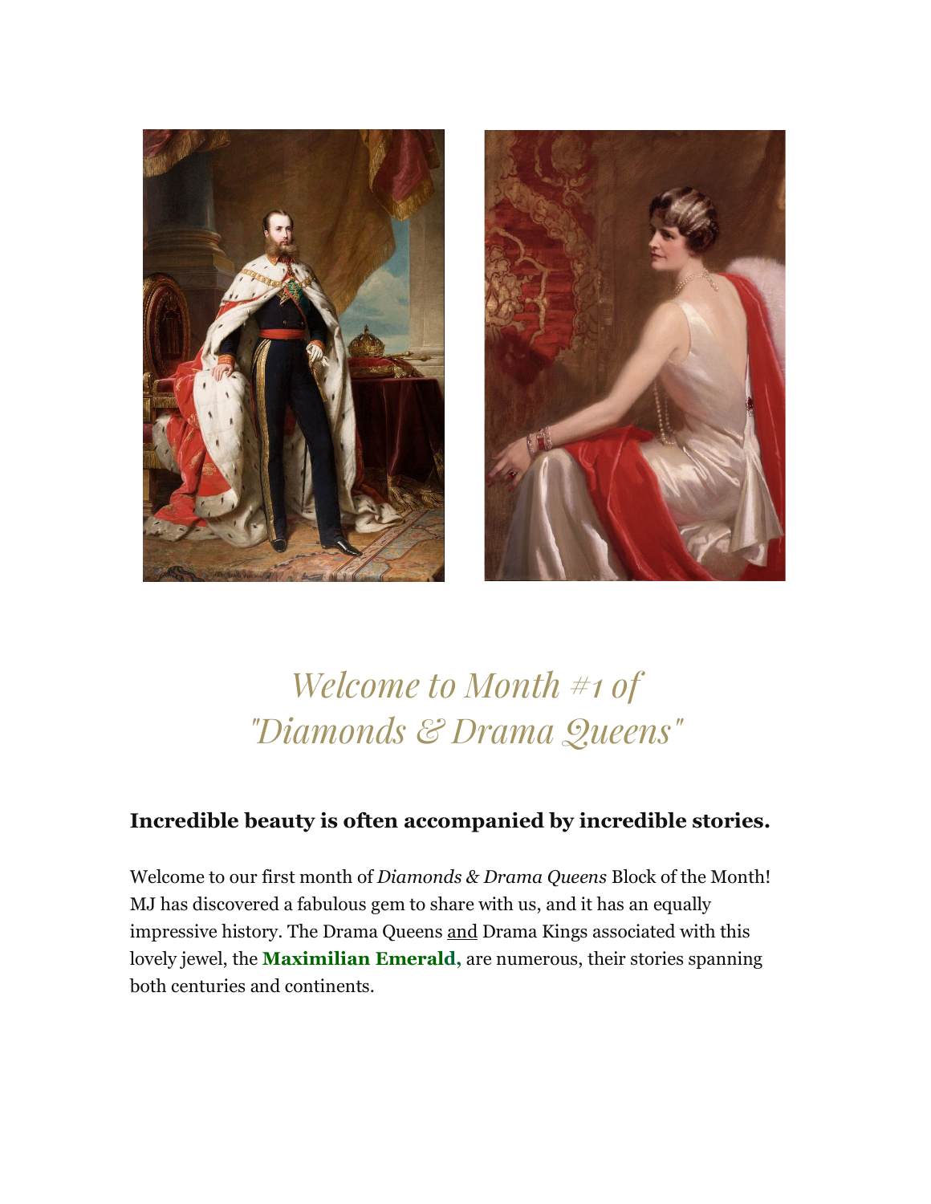# *Welcome to Month #1 of "Diamonds & Drama Queens"*

## Incredible beauty is often accompanied by incredible stories.

Welcome to our first month of *Diamonds & Drama Queens* Block of the Month! MJ has discovered a fabulous gem to share with us, and it has an equally impressive history. The Drama Queens and Drama Kings associated with this lovely jewel, the **Maximilian Emerald,** are numerous, their stories spanning both centuries and continents.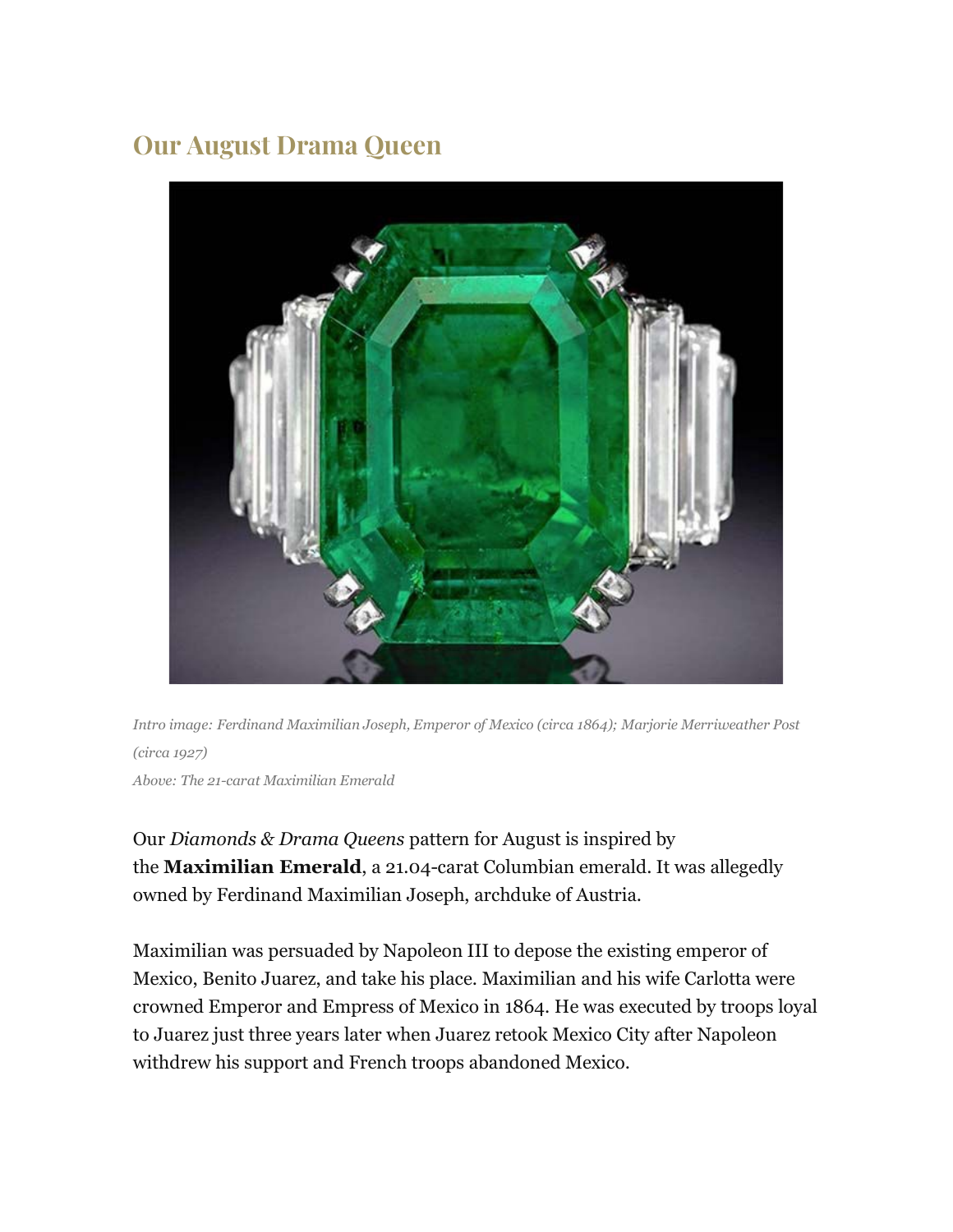## Our August Drama Queen

*Intro image: Ferdinand Maximilian Joseph, Emperor of Mexico (circa 1864); Marjorie Merriweather Post (circa 1927)*
*Above: The 21-carat Maximilian Emerald*

Our *Diamonds & Drama Queens* pattern for August is inspired by the **Maximilian Emerald**, a 21.04-carat Columbian emerald. It was allegedly owned by Ferdinand Maximilian Joseph, archduke of Austria.

Maximilian was persuaded by Napoleon III to depose the existing emperor of Mexico, Benito Juarez, and take his place. Maximilian and his wife Carlotta were crowned Emperor and Empress of Mexico in 1864. He was executed by troops loyal to Juarez just three years later when Juarez retook Mexico City after Napoleon withdrew his support and French troops abandoned Mexico.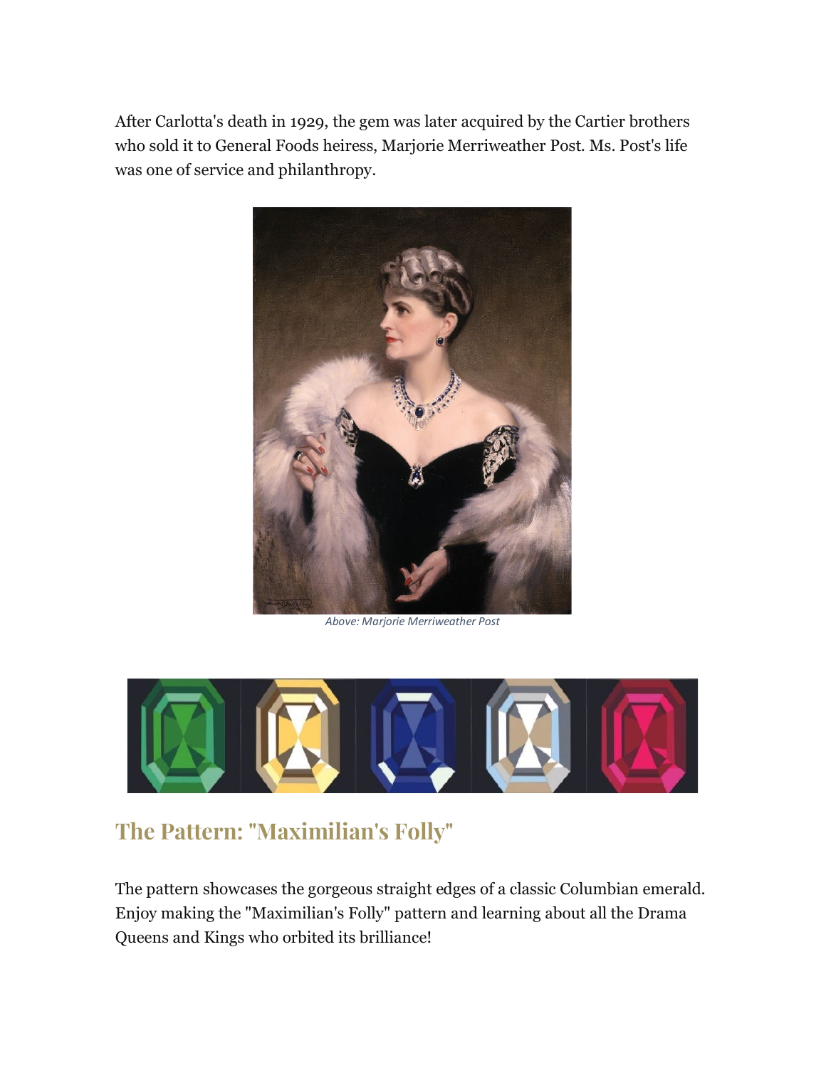After Carlotta's death in 1929, the gem was later acquired by the Cartier brothers who sold it to General Foods heiress, Marjorie Merriweather Post. Ms. Post's life was one of service and philanthropy.

*Above: Marjorie Merriweather Post*

## The Pattern: "Maximilian's Folly"

The pattern showcases the gorgeous straight edges of a classic Columbian emerald. Enjoy making the "Maximilian's Folly" pattern and learning about all the Drama Queens and Kings who orbited its brilliance!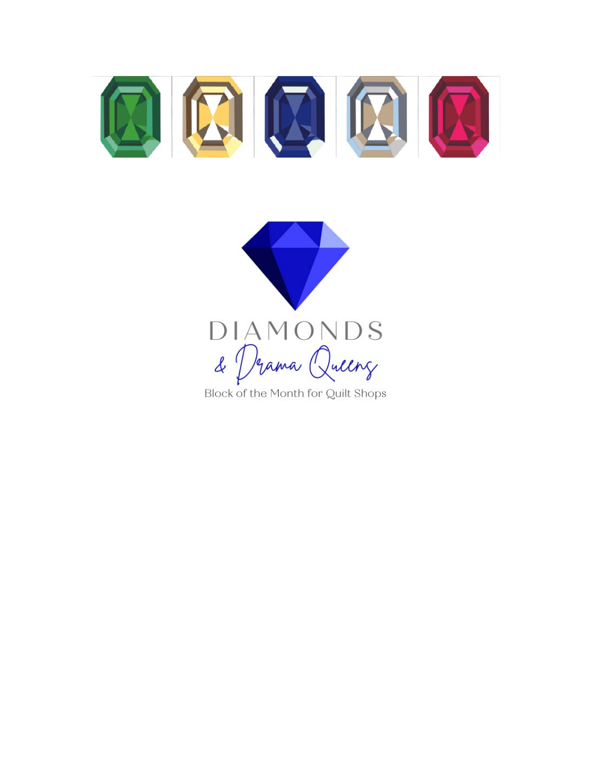DIAMONDS

& Drama Queens

Block of the Month for Quilt Shops